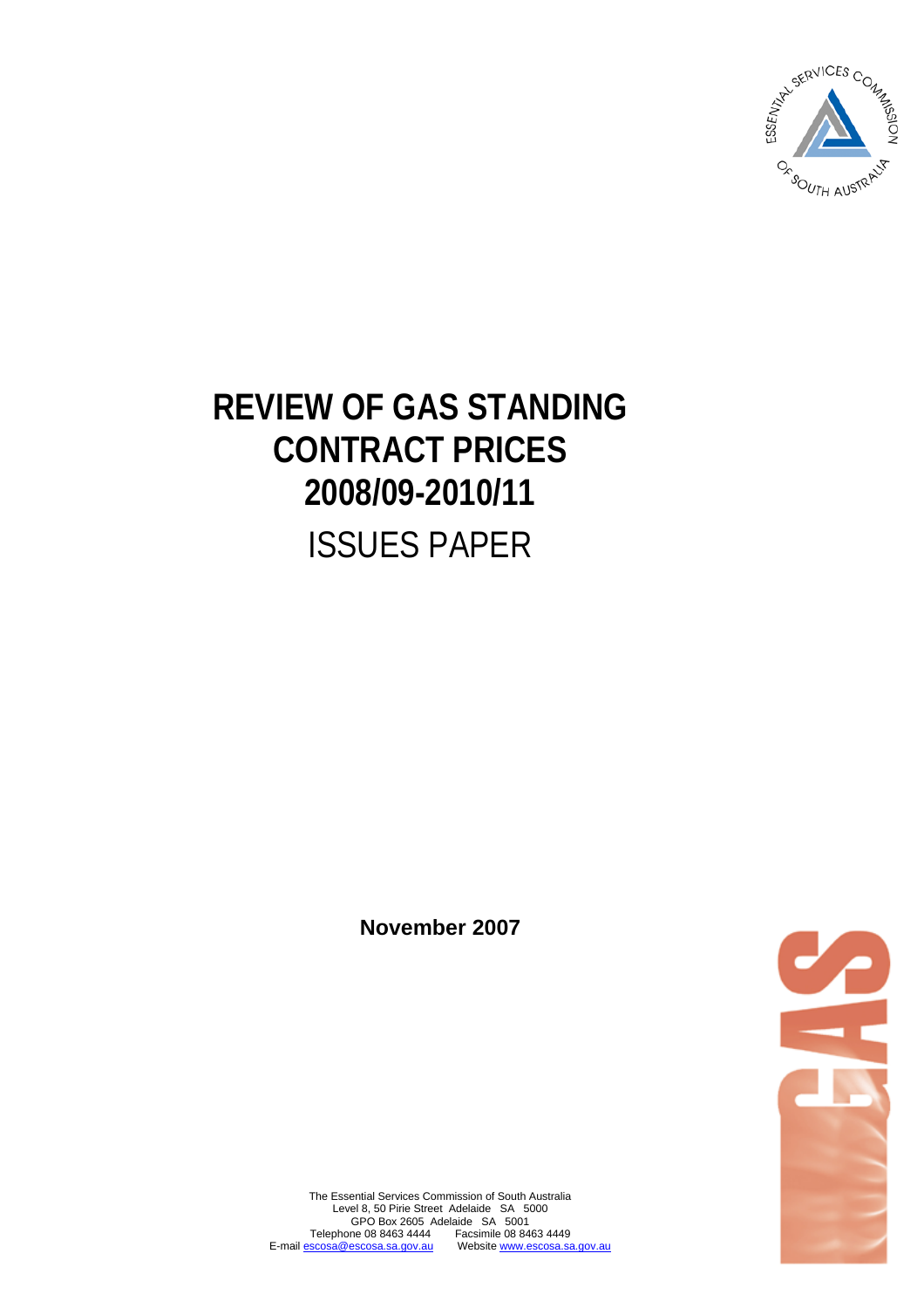# REVIEW OF GAS STANDING CONTRACT PRICES 2008/09-2010/11

## ISSUES PAPER

**November 2007**

The Essential Services Commission of South Australia
Level 8, 50 Pirie Street Adelaide SA 5000
GPO Box 2605 Adelaide SA 5001
Telephone 08 8463 4444 Facsimile 08 8463 4449
E-mail escosa@escosa.sa.gov.au Website www.escosa.sa.gov.au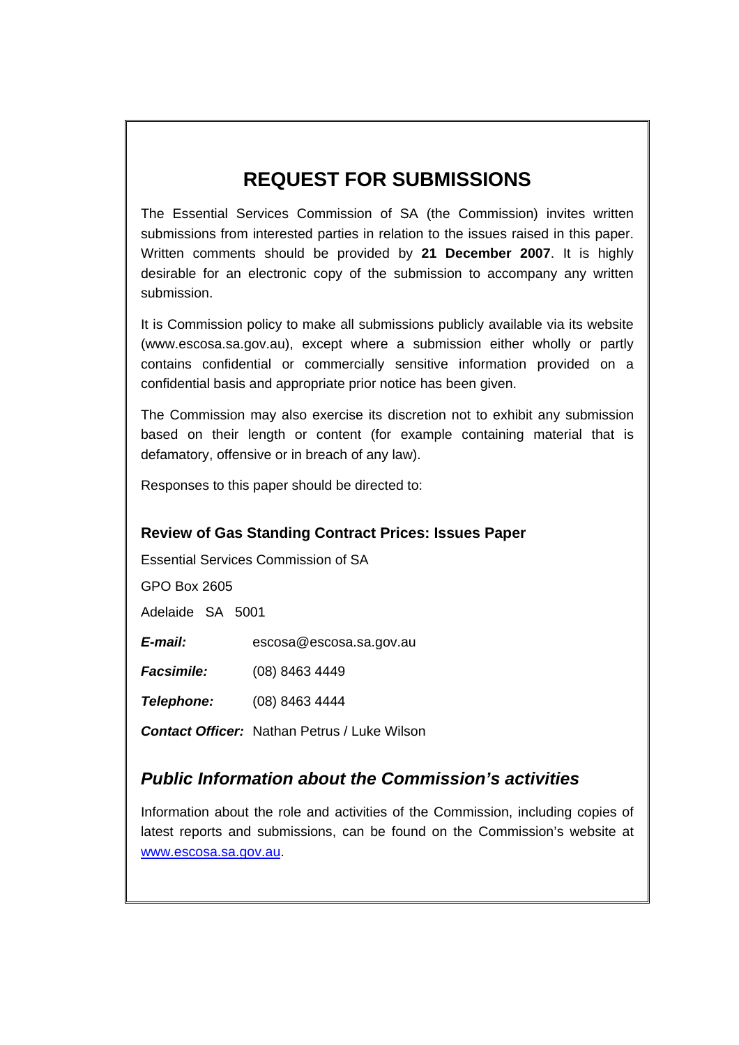# REQUEST FOR SUBMISSIONS

The Essential Services Commission of SA (the Commission) invites written submissions from interested parties in relation to the issues raised in this paper. Written comments should be provided by **21 December 2007**. It is highly desirable for an electronic copy of the submission to accompany any written submission.

It is Commission policy to make all submissions publicly available via its website (www.escosa.sa.gov.au), except where a submission either wholly or partly contains confidential or commercially sensitive information provided on a confidential basis and appropriate prior notice has been given.

The Commission may also exercise its discretion not to exhibit any submission based on their length or content (for example containing material that is defamatory, offensive or in breach of any law).

Responses to this paper should be directed to:

**Review of Gas Standing Contract Prices: Issues Paper**

Essential Services Commission of SA

GPO Box 2605

Adelaide SA 5001

***E-mail:*** escosa@escosa.sa.gov.au

***Facsimile:*** (08) 8463 4449

***Telephone:*** (08) 8463 4444

***Contact Officer:*** Nathan Petrus / Luke Wilson

## *Public Information about the Commission's activities*

Information about the role and activities of the Commission, including copies of latest reports and submissions, can be found on the Commission's website at www.escosa.sa.gov.au.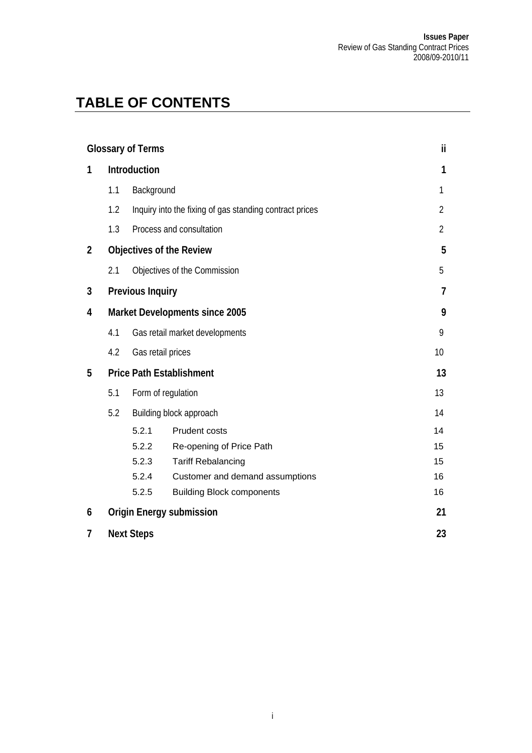# TABLE OF CONTENTS

| | | | |
|---|---|---|---|
| **Glossary of Terms** | | | **ii** |
| **1** | **Introduction** | | **1** |
| | 1.1 | Background | 1 |
| | 1.2 | Inquiry into the fixing of gas standing contract prices | 2 |
| | 1.3 | Process and consultation | 2 |
| **2** | **Objectives of the Review** | | **5** |
| | 2.1 | Objectives of the Commission | 5 |
| **3** | **Previous Inquiry** | | **7** |
| **4** | **Market Developments since 2005** | | **9** |
| | 4.1 | Gas retail market developments | 9 |
| | 4.2 | Gas retail prices | 10 |
| **5** | **Price Path Establishment** | | **13** |
| | 5.1 | Form of regulation | 13 |
| | 5.2 | Building block approach | 14 |
| | | 5.2.1 Prudent costs | 14 |
| | | 5.2.2 Re-opening of Price Path | 15 |
| | | 5.2.3 Tariff Rebalancing | 15 |
| | | 5.2.4 Customer and demand assumptions | 16 |
| | | 5.2.5 Building Block components | 16 |
| **6** | **Origin Energy submission** | | **21** |
| **7** | **Next Steps** | | **23** |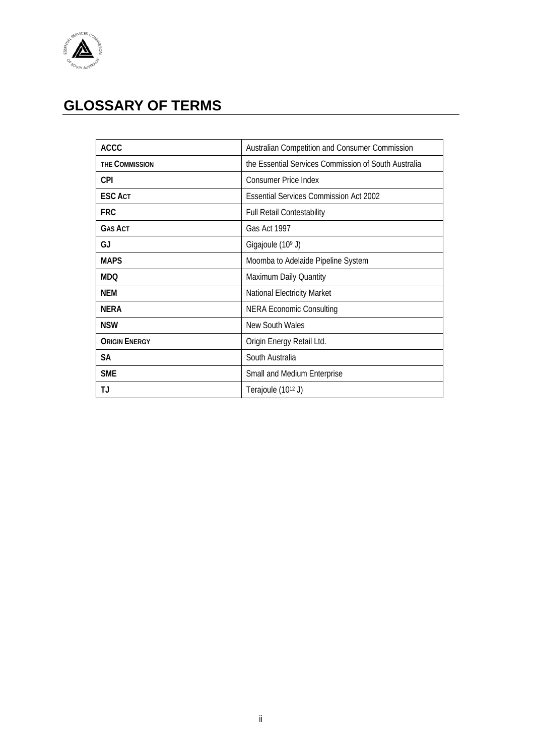# GLOSSARY OF TERMS

| | |
|---|---|
| **ACCC** | Australian Competition and Consumer Commission |
| **THE COMMISSION** | the Essential Services Commission of South Australia |
| **CPI** | Consumer Price Index |
| **ESC ACT** | Essential Services Commission Act 2002 |
| **FRC** | Full Retail Contestability |
| **GAS ACT** | Gas Act 1997 |
| **GJ** | Gigajoule ($10^9$ J) |
| **MAPS** | Moomba to Adelaide Pipeline System |
| **MDQ** | Maximum Daily Quantity |
| **NEM** | National Electricity Market |
| **NERA** | NERA Economic Consulting |
| **NSW** | New South Wales |
| **ORIGIN ENERGY** | Origin Energy Retail Ltd. |
| **SA** | South Australia |
| **SME** | Small and Medium Enterprise |
| **TJ** | Terajoule ($10^{12}$ J) |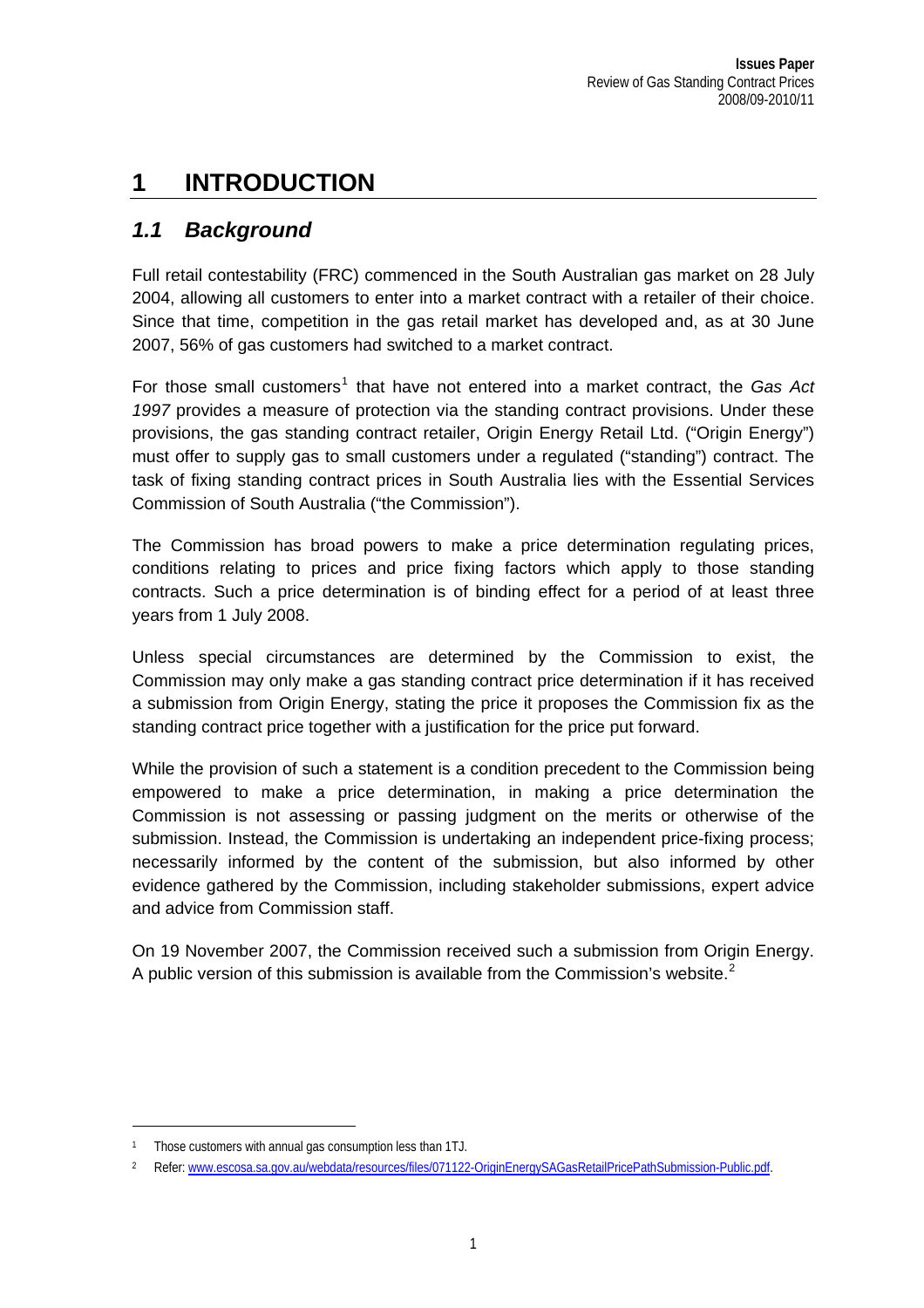# 1 INTRODUCTION

## *1.1 Background*

Full retail contestability (FRC) commenced in the South Australian gas market on 28 July 2004, allowing all customers to enter into a market contract with a retailer of their choice. Since that time, competition in the gas retail market has developed and, as at 30 June 2007, 56% of gas customers had switched to a market contract.

For those small customers[1] that have not entered into a market contract, the *Gas Act 1997* provides a measure of protection via the standing contract provisions. Under these provisions, the gas standing contract retailer, Origin Energy Retail Ltd. ("Origin Energy") must offer to supply gas to small customers under a regulated ("standing") contract. The task of fixing standing contract prices in South Australia lies with the Essential Services Commission of South Australia ("the Commission").

The Commission has broad powers to make a price determination regulating prices, conditions relating to prices and price fixing factors which apply to those standing contracts. Such a price determination is of binding effect for a period of at least three years from 1 July 2008.

Unless special circumstances are determined by the Commission to exist, the Commission may only make a gas standing contract price determination if it has received a submission from Origin Energy, stating the price it proposes the Commission fix as the standing contract price together with a justification for the price put forward.

While the provision of such a statement is a condition precedent to the Commission being empowered to make a price determination, in making a price determination the Commission is not assessing or passing judgment on the merits or otherwise of the submission. Instead, the Commission is undertaking an independent price-fixing process; necessarily informed by the content of the submission, but also informed by other evidence gathered by the Commission, including stakeholder submissions, expert advice and advice from Commission staff.

On 19 November 2007, the Commission received such a submission from Origin Energy. A public version of this submission is available from the Commission's website.[2]

---

[1] Those customers with annual gas consumption less than 1TJ.

[2] Refer: www.escosa.sa.gov.au/webdata/resources/files/071122-OriginEnergySAGasRetailPricePathSubmission-Public.pdf.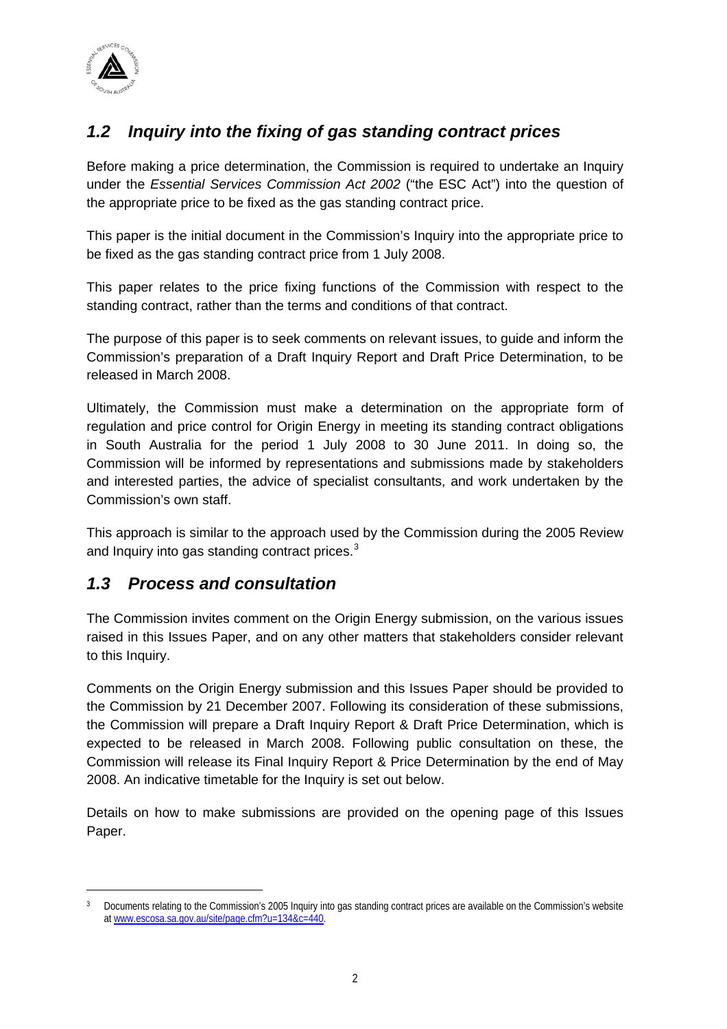## *1.2 Inquiry into the fixing of gas standing contract prices*

Before making a price determination, the Commission is required to undertake an Inquiry under the *Essential Services Commission Act 2002* ("the ESC Act") into the question of the appropriate price to be fixed as the gas standing contract price.

This paper is the initial document in the Commission's Inquiry into the appropriate price to be fixed as the gas standing contract price from 1 July 2008.

This paper relates to the price fixing functions of the Commission with respect to the standing contract, rather than the terms and conditions of that contract.

The purpose of this paper is to seek comments on relevant issues, to guide and inform the Commission's preparation of a Draft Inquiry Report and Draft Price Determination, to be released in March 2008.

Ultimately, the Commission must make a determination on the appropriate form of regulation and price control for Origin Energy in meeting its standing contract obligations in South Australia for the period 1 July 2008 to 30 June 2011. In doing so, the Commission will be informed by representations and submissions made by stakeholders and interested parties, the advice of specialist consultants, and work undertaken by the Commission's own staff.

This approach is similar to the approach used by the Commission during the 2005 Review and Inquiry into gas standing contract prices.[3]

## *1.3 Process and consultation*

The Commission invites comment on the Origin Energy submission, on the various issues raised in this Issues Paper, and on any other matters that stakeholders consider relevant to this Inquiry.

Comments on the Origin Energy submission and this Issues Paper should be provided to the Commission by 21 December 2007. Following its consideration of these submissions, the Commission will prepare a Draft Inquiry Report & Draft Price Determination, which is expected to be released in March 2008. Following public consultation on these, the Commission will release its Final Inquiry Report & Price Determination by the end of May 2008. An indicative timetable for the Inquiry is set out below.

Details on how to make submissions are provided on the opening page of this Issues Paper.

---

[3] Documents relating to the Commission's 2005 Inquiry into gas standing contract prices are available on the Commission's website at www.escosa.sa.gov.au/site/page.cfm?u=134&c=440.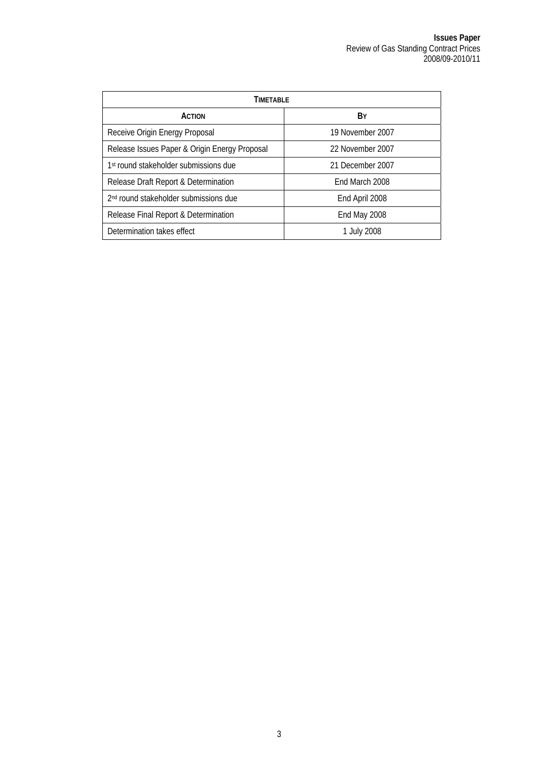| TIMETABLE | |
|---|---|
| **ACTION** | **BY** |
| Receive Origin Energy Proposal | 19 November 2007 |
| Release Issues Paper & Origin Energy Proposal | 22 November 2007 |
| 1st round stakeholder submissions due | 21 December 2007 |
| Release Draft Report & Determination | End March 2008 |
| 2nd round stakeholder submissions due | End April 2008 |
| Release Final Report & Determination | End May 2008 |
| Determination takes effect | 1 July 2008 |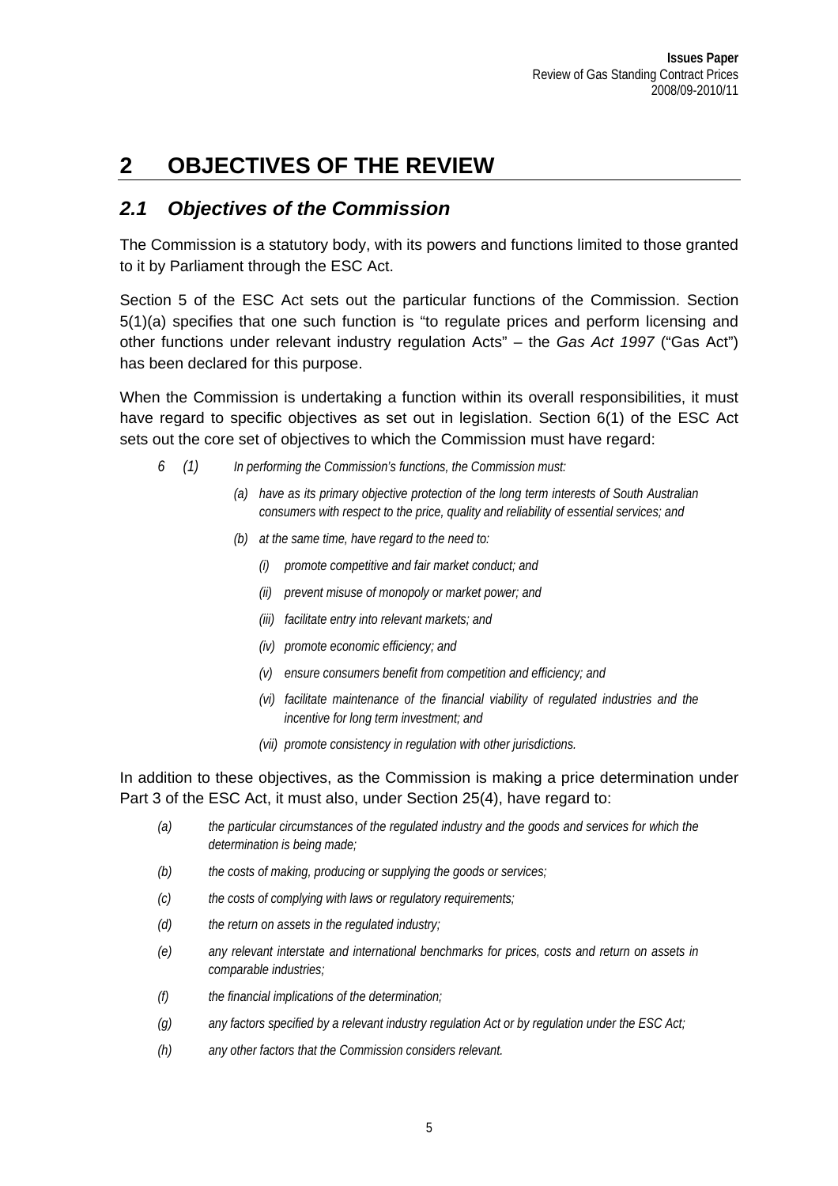# 2 OBJECTIVES OF THE REVIEW

## *2.1 Objectives of the Commission*

The Commission is a statutory body, with its powers and functions limited to those granted to it by Parliament through the ESC Act.

Section 5 of the ESC Act sets out the particular functions of the Commission. Section 5(1)(a) specifies that one such function is "to regulate prices and perform licensing and other functions under relevant industry regulation Acts" – the *Gas Act 1997* ("Gas Act") has been declared for this purpose.

When the Commission is undertaking a function within its overall responsibilities, it must have regard to specific objectives as set out in legislation. Section 6(1) of the ESC Act sets out the core set of objectives to which the Commission must have regard:

> *6 (1) In performing the Commission's functions, the Commission must:*
>
> *(a) have as its primary objective protection of the long term interests of South Australian consumers with respect to the price, quality and reliability of essential services; and*
>
> *(b) at the same time, have regard to the need to:*
>
> *(i) promote competitive and fair market conduct; and*
>
> *(ii) prevent misuse of monopoly or market power; and*
>
> *(iii) facilitate entry into relevant markets; and*
>
> *(iv) promote economic efficiency; and*
>
> *(v) ensure consumers benefit from competition and efficiency; and*
>
> *(vi) facilitate maintenance of the financial viability of regulated industries and the incentive for long term investment; and*
>
> *(vii) promote consistency in regulation with other jurisdictions.*

In addition to these objectives, as the Commission is making a price determination under Part 3 of the ESC Act, it must also, under Section 25(4), have regard to:

> *(a) the particular circumstances of the regulated industry and the goods and services for which the determination is being made;*
>
> *(b) the costs of making, producing or supplying the goods or services;*
>
> *(c) the costs of complying with laws or regulatory requirements;*
>
> *(d) the return on assets in the regulated industry;*
>
> *(e) any relevant interstate and international benchmarks for prices, costs and return on assets in comparable industries;*
>
> *(f) the financial implications of the determination;*
>
> *(g) any factors specified by a relevant industry regulation Act or by regulation under the ESC Act;*
>
> *(h) any other factors that the Commission considers relevant.*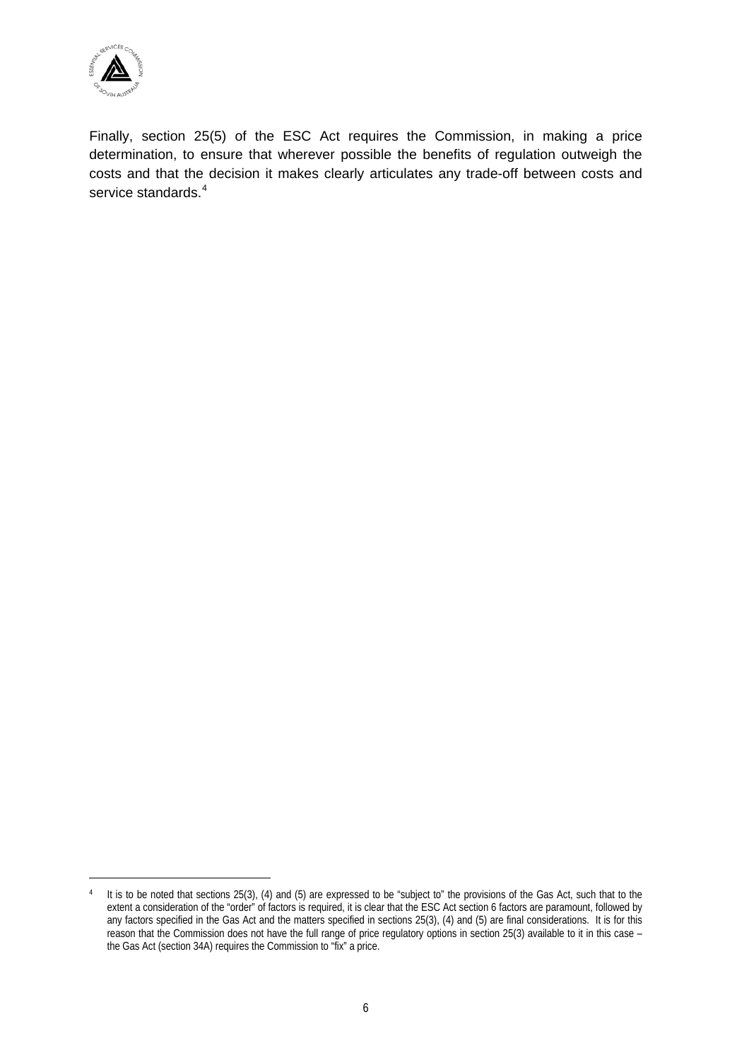Finally, section 25(5) of the ESC Act requires the Commission, in making a price determination, to ensure that wherever possible the benefits of regulation outweigh the costs and that the decision it makes clearly articulates any trade-off between costs and service standards.[4]

---

[4] It is to be noted that sections 25(3), (4) and (5) are expressed to be "subject to" the provisions of the Gas Act, such that to the extent a consideration of the "order" of factors is required, it is clear that the ESC Act section 6 factors are paramount, followed by any factors specified in the Gas Act and the matters specified in sections 25(3), (4) and (5) are final considerations. It is for this reason that the Commission does not have the full range of price regulatory options in section 25(3) available to it in this case – the Gas Act (section 34A) requires the Commission to "fix" a price.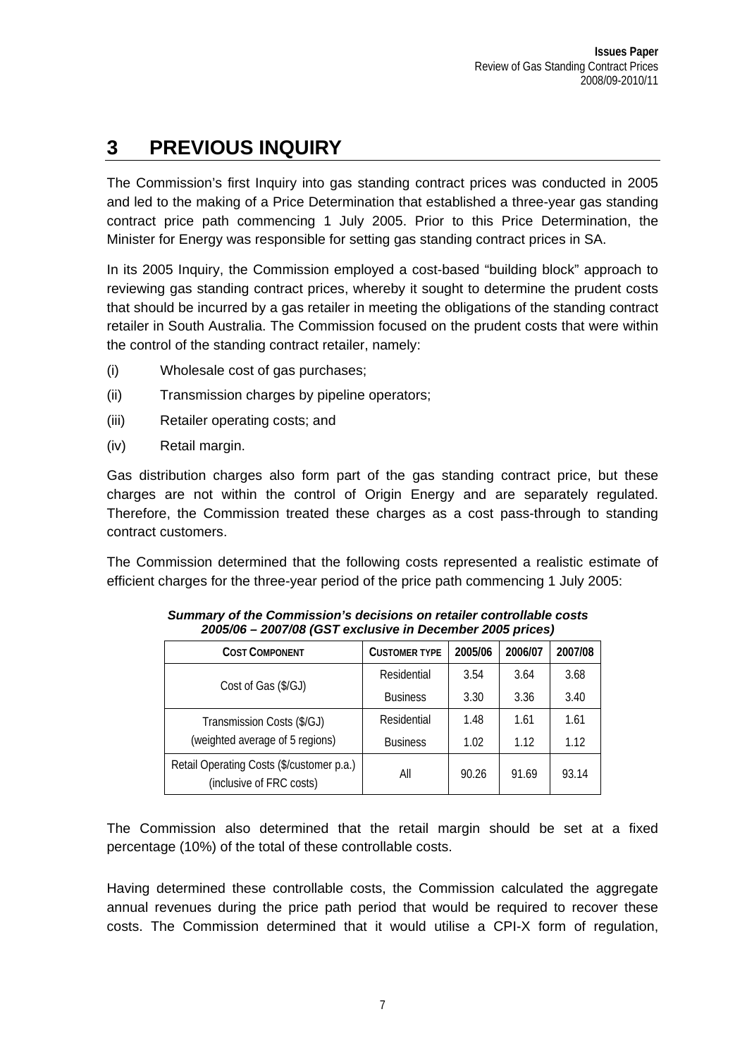# 3 PREVIOUS INQUIRY

The Commission's first Inquiry into gas standing contract prices was conducted in 2005 and led to the making of a Price Determination that established a three-year gas standing contract price path commencing 1 July 2005. Prior to this Price Determination, the Minister for Energy was responsible for setting gas standing contract prices in SA.

In its 2005 Inquiry, the Commission employed a cost-based "building block" approach to reviewing gas standing contract prices, whereby it sought to determine the prudent costs that should be incurred by a gas retailer in meeting the obligations of the standing contract retailer in South Australia. The Commission focused on the prudent costs that were within the control of the standing contract retailer, namely:

(i) Wholesale cost of gas purchases;

(ii) Transmission charges by pipeline operators;

(iii) Retailer operating costs; and

(iv) Retail margin.

Gas distribution charges also form part of the gas standing contract price, but these charges are not within the control of Origin Energy and are separately regulated. Therefore, the Commission treated these charges as a cost pass-through to standing contract customers.

The Commission determined that the following costs represented a realistic estimate of efficient charges for the three-year period of the price path commencing 1 July 2005:

***Summary of the Commission's decisions on retailer controllable costs 2005/06 – 2007/08 (GST exclusive in December 2005 prices)***

| COST COMPONENT | CUSTOMER TYPE | 2005/06 | 2006/07 | 2007/08 |
|---|---|---|---|---|
| Cost of Gas ($/GJ) | Residential | 3.54 | 3.64 | 3.68 |
| | Business | 3.30 | 3.36 | 3.40 |
| Transmission Costs ($/GJ) (weighted average of 5 regions) | Residential | 1.48 | 1.61 | 1.61 |
| | Business | 1.02 | 1.12 | 1.12 |
| Retail Operating Costs ($/customer p.a.) (inclusive of FRC costs) | All | 90.26 | 91.69 | 93.14 |

The Commission also determined that the retail margin should be set at a fixed percentage (10%) of the total of these controllable costs.

Having determined these controllable costs, the Commission calculated the aggregate annual revenues during the price path period that would be required to recover these costs. The Commission determined that it would utilise a CPI-X form of regulation,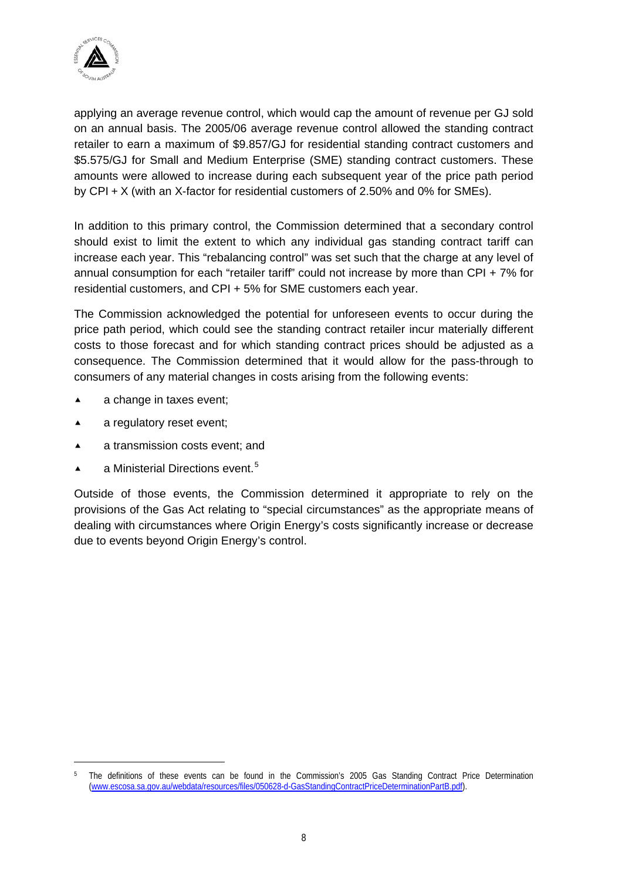applying an average revenue control, which would cap the amount of revenue per GJ sold on an annual basis. The 2005/06 average revenue control allowed the standing contract retailer to earn a maximum of $9.857/GJ for residential standing contract customers and $5.575/GJ for Small and Medium Enterprise (SME) standing contract customers. These amounts were allowed to increase during each subsequent year of the price path period by CPI + X (with an X-factor for residential customers of 2.50% and 0% for SMEs).

In addition to this primary control, the Commission determined that a secondary control should exist to limit the extent to which any individual gas standing contract tariff can increase each year. This "rebalancing control" was set such that the charge at any level of annual consumption for each "retailer tariff" could not increase by more than CPI + 7% for residential customers, and CPI + 5% for SME customers each year.

The Commission acknowledged the potential for unforeseen events to occur during the price path period, which could see the standing contract retailer incur materially different costs to those forecast and for which standing contract prices should be adjusted as a consequence. The Commission determined that it would allow for the pass-through to consumers of any material changes in costs arising from the following events:

- a change in taxes event;
- a regulatory reset event;
- a transmission costs event; and
- a Ministerial Directions event.[5]

Outside of those events, the Commission determined it appropriate to rely on the provisions of the Gas Act relating to "special circumstances" as the appropriate means of dealing with circumstances where Origin Energy's costs significantly increase or decrease due to events beyond Origin Energy's control.

[5] The definitions of these events can be found in the Commission's 2005 Gas Standing Contract Price Determination (www.escosa.sa.gov.au/webdata/resources/files/050628-d-GasStandingContractPriceDeterminationPartB.pdf).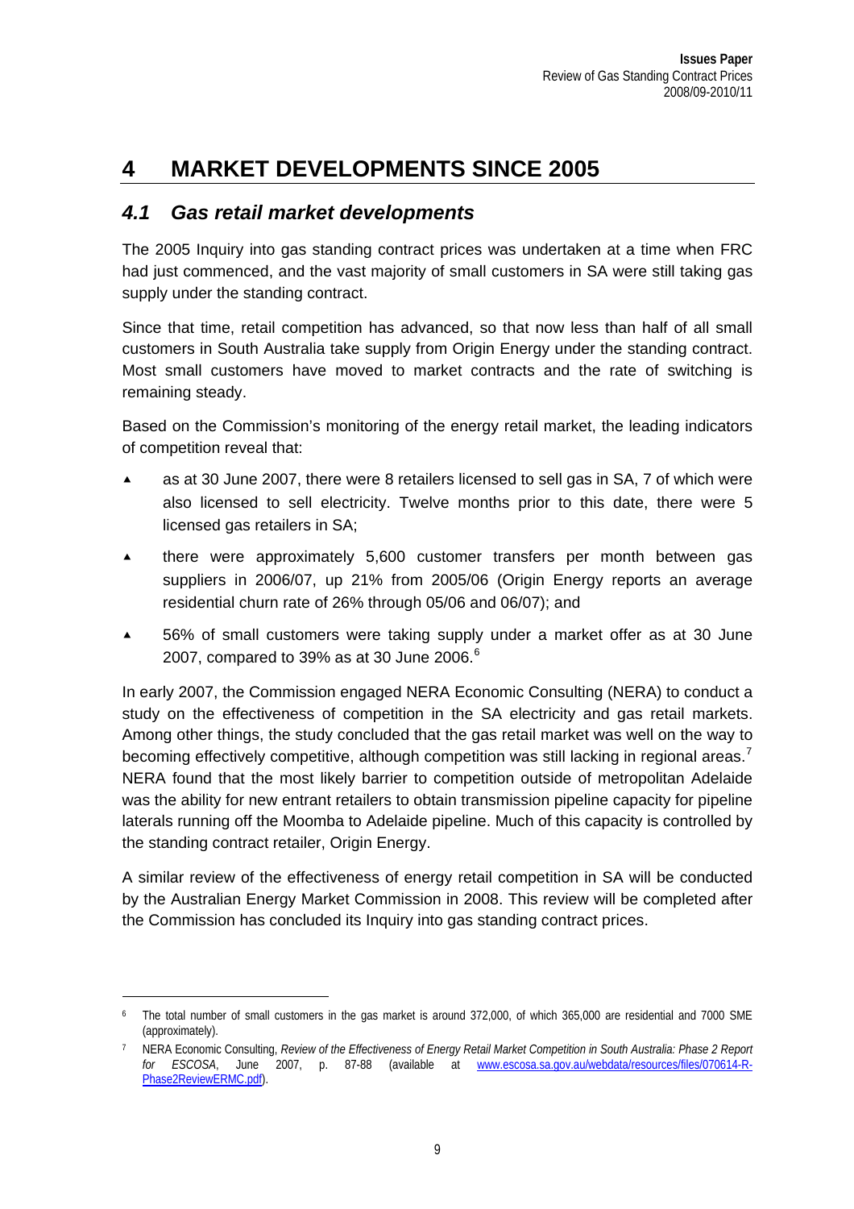# 4 MARKET DEVELOPMENTS SINCE 2005

## 4.1 Gas retail market developments

The 2005 Inquiry into gas standing contract prices was undertaken at a time when FRC had just commenced, and the vast majority of small customers in SA were still taking gas supply under the standing contract.

Since that time, retail competition has advanced, so that now less than half of all small customers in South Australia take supply from Origin Energy under the standing contract. Most small customers have moved to market contracts and the rate of switching is remaining steady.

Based on the Commission's monitoring of the energy retail market, the leading indicators of competition reveal that:

- as at 30 June 2007, there were 8 retailers licensed to sell gas in SA, 7 of which were also licensed to sell electricity. Twelve months prior to this date, there were 5 licensed gas retailers in SA;
- there were approximately 5,600 customer transfers per month between gas suppliers in 2006/07, up 21% from 2005/06 (Origin Energy reports an average residential churn rate of 26% through 05/06 and 06/07); and
- 56% of small customers were taking supply under a market offer as at 30 June 2007, compared to 39% as at 30 June 2006.[6]

In early 2007, the Commission engaged NERA Economic Consulting (NERA) to conduct a study on the effectiveness of competition in the SA electricity and gas retail markets. Among other things, the study concluded that the gas retail market was well on the way to becoming effectively competitive, although competition was still lacking in regional areas.[7] NERA found that the most likely barrier to competition outside of metropolitan Adelaide was the ability for new entrant retailers to obtain transmission pipeline capacity for pipeline laterals running off the Moomba to Adelaide pipeline. Much of this capacity is controlled by the standing contract retailer, Origin Energy.

A similar review of the effectiveness of energy retail competition in SA will be conducted by the Australian Energy Market Commission in 2008. This review will be completed after the Commission has concluded its Inquiry into gas standing contract prices.

---

[6] The total number of small customers in the gas market is around 372,000, of which 365,000 are residential and 7000 SME (approximately).

[7] NERA Economic Consulting, *Review of the Effectiveness of Energy Retail Market Competition in South Australia: Phase 2 Report for ESCOSA*, June 2007, p. 87-88 (available at www.escosa.sa.gov.au/webdata/resources/files/070614-R-Phase2ReviewERMC.pdf).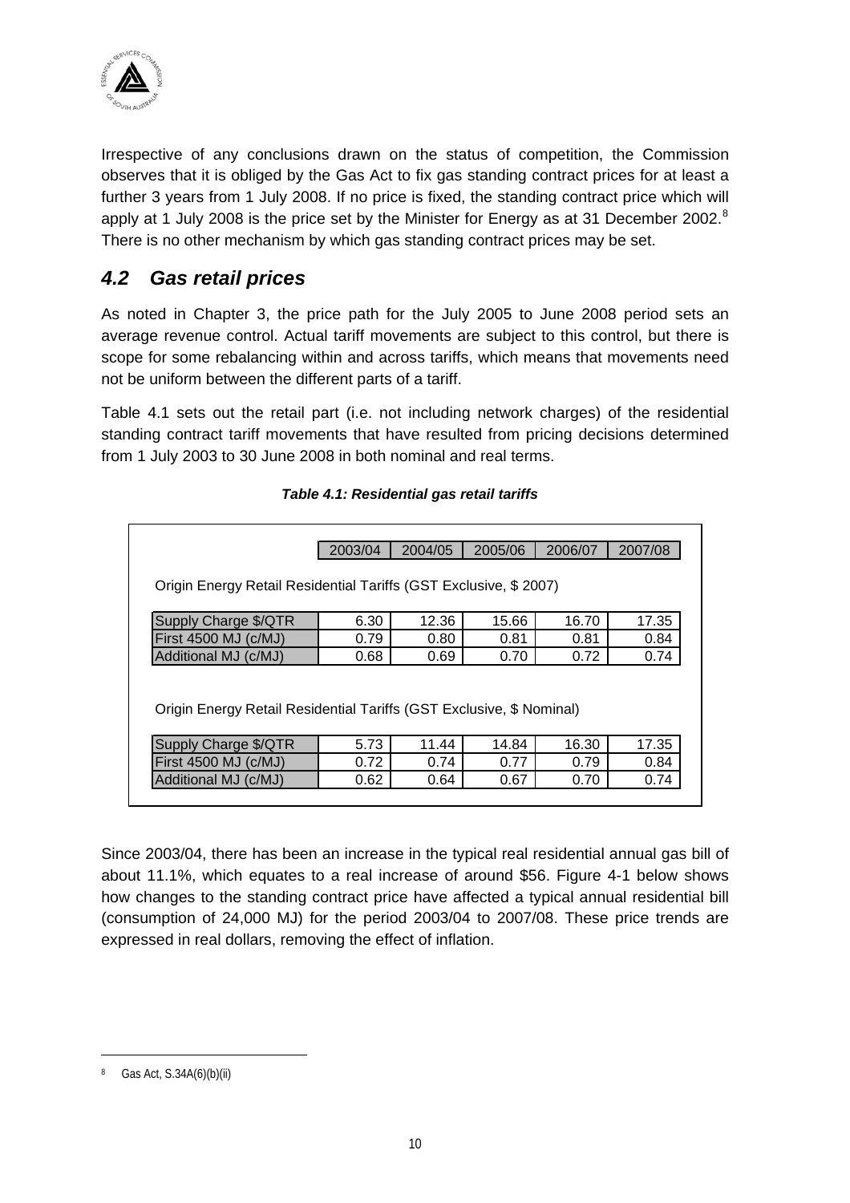Irrespective of any conclusions drawn on the status of competition, the Commission observes that it is obliged by the Gas Act to fix gas standing contract prices for at least a further 3 years from 1 July 2008. If no price is fixed, the standing contract price which will apply at 1 July 2008 is the price set by the Minister for Energy as at 31 December 2002.[8] There is no other mechanism by which gas standing contract prices may be set.

## *4.2 Gas retail prices*

As noted in Chapter 3, the price path for the July 2005 to June 2008 period sets an average revenue control. Actual tariff movements are subject to this control, but there is scope for some rebalancing within and across tariffs, which means that movements need not be uniform between the different parts of a tariff.

Table 4.1 sets out the retail part (i.e. not including network charges) of the residential standing contract tariff movements that have resulted from pricing decisions determined from 1 July 2003 to 30 June 2008 in both nominal and real terms.

***Table 4.1: Residential gas retail tariffs***

| | 2003/04 | 2004/05 | 2005/06 | 2006/07 | 2007/08 |
|---|---|---|---|---|---|
| Origin Energy Retail Residential Tariffs (GST Exclusive, $ 2007) | | | | | |
| Supply Charge $/QTR | 6.30 | 12.36 | 15.66 | 16.70 | 17.35 |
| First 4500 MJ (c/MJ) | 0.79 | 0.80 | 0.81 | 0.81 | 0.84 |
| Additional MJ (c/MJ) | 0.68 | 0.69 | 0.70 | 0.72 | 0.74 |
| Origin Energy Retail Residential Tariffs (GST Exclusive, $ Nominal) | | | | | |
| Supply Charge $/QTR | 5.73 | 11.44 | 14.84 | 16.30 | 17.35 |
| First 4500 MJ (c/MJ) | 0.72 | 0.74 | 0.77 | 0.79 | 0.84 |
| Additional MJ (c/MJ) | 0.62 | 0.64 | 0.67 | 0.70 | 0.74 |

Since 2003/04, there has been an increase in the typical real residential annual gas bill of about 11.1%, which equates to a real increase of around $56. Figure 4-1 below shows how changes to the standing contract price have affected a typical annual residential bill (consumption of 24,000 MJ) for the period 2003/04 to 2007/08. These price trends are expressed in real dollars, removing the effect of inflation.

---

[8] Gas Act, S.34A(6)(b)(ii)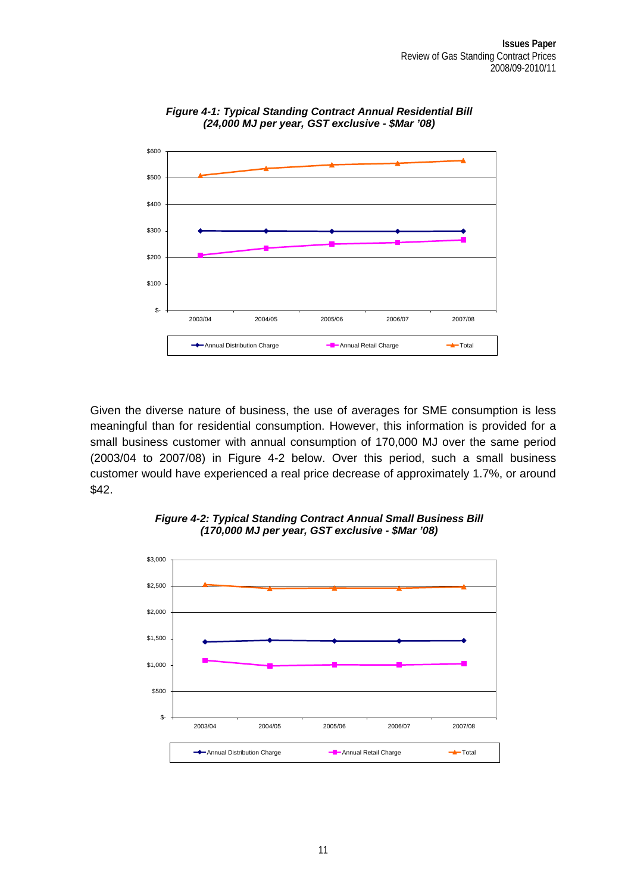*Figure 4-1: Typical Standing Contract Annual Residential Bill (24,000 MJ per year, GST exclusive - $Mar '08)*

Given the diverse nature of business, the use of averages for SME consumption is less meaningful than for residential consumption. However, this information is provided for a small business customer with annual consumption of 170,000 MJ over the same period (2003/04 to 2007/08) in Figure 4-2 below. Over this period, such a small business customer would have experienced a real price decrease of approximately 1.7%, or around $42.

*Figure 4-2: Typical Standing Contract Annual Small Business Bill (170,000 MJ per year, GST exclusive - $Mar '08)*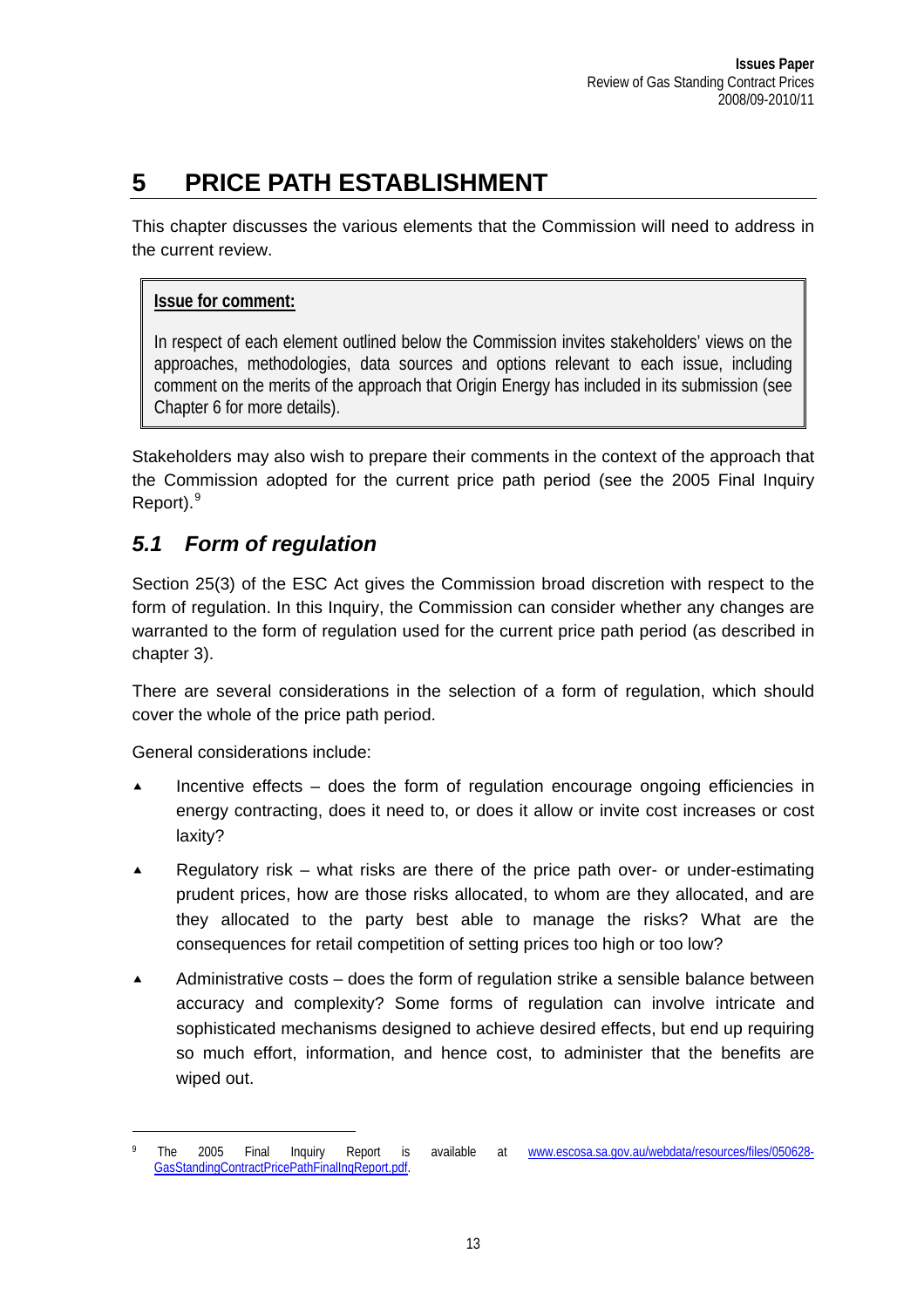# 5 PRICE PATH ESTABLISHMENT

This chapter discusses the various elements that the Commission will need to address in the current review.

> **Issue for comment:**
>
> In respect of each element outlined below the Commission invites stakeholders' views on the approaches, methodologies, data sources and options relevant to each issue, including comment on the merits of the approach that Origin Energy has included in its submission (see Chapter 6 for more details).

Stakeholders may also wish to prepare their comments in the context of the approach that the Commission adopted for the current price path period (see the 2005 Final Inquiry Report).[9]

## *5.1 Form of regulation*

Section 25(3) of the ESC Act gives the Commission broad discretion with respect to the form of regulation. In this Inquiry, the Commission can consider whether any changes are warranted to the form of regulation used for the current price path period (as described in chapter 3).

There are several considerations in the selection of a form of regulation, which should cover the whole of the price path period.

General considerations include:

- Incentive effects – does the form of regulation encourage ongoing efficiencies in energy contracting, does it need to, or does it allow or invite cost increases or cost laxity?
- Regulatory risk – what risks are there of the price path over- or under-estimating prudent prices, how are those risks allocated, to whom are they allocated, and are they allocated to the party best able to manage the risks? What are the consequences for retail competition of setting prices too high or too low?
- Administrative costs – does the form of regulation strike a sensible balance between accuracy and complexity? Some forms of regulation can involve intricate and sophisticated mechanisms designed to achieve desired effects, but end up requiring so much effort, information, and hence cost, to administer that the benefits are wiped out.

---

[9] The 2005 Final Inquiry Report is available at www.escosa.sa.gov.au/webdata/resources/files/050628-GasStandingContractPricePathFinalInqReport.pdf.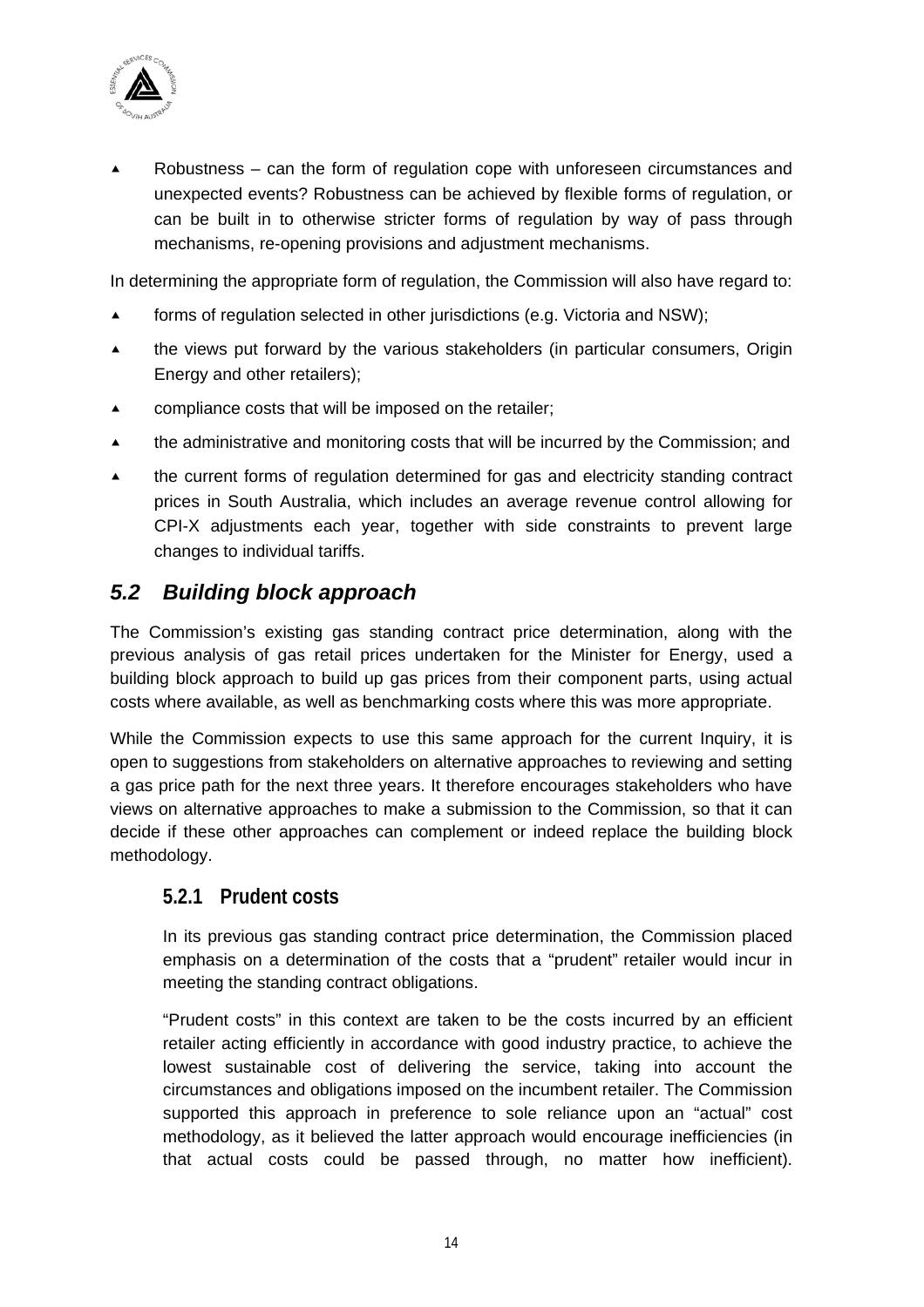- Robustness – can the form of regulation cope with unforeseen circumstances and unexpected events? Robustness can be achieved by flexible forms of regulation, or can be built in to otherwise stricter forms of regulation by way of pass through mechanisms, re-opening provisions and adjustment mechanisms.

In determining the appropriate form of regulation, the Commission will also have regard to:

- forms of regulation selected in other jurisdictions (e.g. Victoria and NSW);
- the views put forward by the various stakeholders (in particular consumers, Origin Energy and other retailers);
- compliance costs that will be imposed on the retailer;
- the administrative and monitoring costs that will be incurred by the Commission; and
- the current forms of regulation determined for gas and electricity standing contract prices in South Australia, which includes an average revenue control allowing for CPI-X adjustments each year, together with side constraints to prevent large changes to individual tariffs.

## *5.2 Building block approach*

The Commission's existing gas standing contract price determination, along with the previous analysis of gas retail prices undertaken for the Minister for Energy, used a building block approach to build up gas prices from their component parts, using actual costs where available, as well as benchmarking costs where this was more appropriate.

While the Commission expects to use this same approach for the current Inquiry, it is open to suggestions from stakeholders on alternative approaches to reviewing and setting a gas price path for the next three years. It therefore encourages stakeholders who have views on alternative approaches to make a submission to the Commission, so that it can decide if these other approaches can complement or indeed replace the building block methodology.

### 5.2.1 Prudent costs

In its previous gas standing contract price determination, the Commission placed emphasis on a determination of the costs that a "prudent" retailer would incur in meeting the standing contract obligations.

"Prudent costs" in this context are taken to be the costs incurred by an efficient retailer acting efficiently in accordance with good industry practice, to achieve the lowest sustainable cost of delivering the service, taking into account the circumstances and obligations imposed on the incumbent retailer. The Commission supported this approach in preference to sole reliance upon an "actual" cost methodology, as it believed the latter approach would encourage inefficiencies (in that actual costs could be passed through, no matter how inefficient).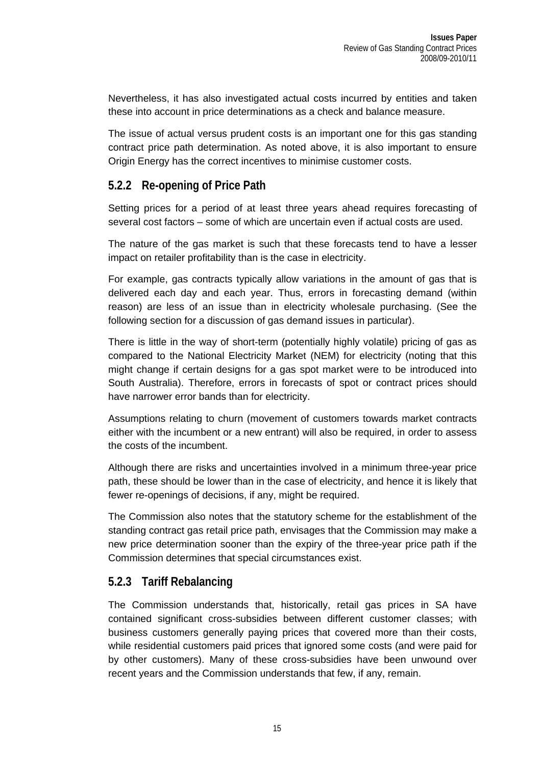Nevertheless, it has also investigated actual costs incurred by entities and taken these into account in price determinations as a check and balance measure.

The issue of actual versus prudent costs is an important one for this gas standing contract price path determination. As noted above, it is also important to ensure Origin Energy has the correct incentives to minimise customer costs.

### 5.2.2 Re-opening of Price Path

Setting prices for a period of at least three years ahead requires forecasting of several cost factors – some of which are uncertain even if actual costs are used.

The nature of the gas market is such that these forecasts tend to have a lesser impact on retailer profitability than is the case in electricity.

For example, gas contracts typically allow variations in the amount of gas that is delivered each day and each year. Thus, errors in forecasting demand (within reason) are less of an issue than in electricity wholesale purchasing. (See the following section for a discussion of gas demand issues in particular).

There is little in the way of short-term (potentially highly volatile) pricing of gas as compared to the National Electricity Market (NEM) for electricity (noting that this might change if certain designs for a gas spot market were to be introduced into South Australia). Therefore, errors in forecasts of spot or contract prices should have narrower error bands than for electricity.

Assumptions relating to churn (movement of customers towards market contracts either with the incumbent or a new entrant) will also be required, in order to assess the costs of the incumbent.

Although there are risks and uncertainties involved in a minimum three-year price path, these should be lower than in the case of electricity, and hence it is likely that fewer re-openings of decisions, if any, might be required.

The Commission also notes that the statutory scheme for the establishment of the standing contract gas retail price path, envisages that the Commission may make a new price determination sooner than the expiry of the three-year price path if the Commission determines that special circumstances exist.

### 5.2.3 Tariff Rebalancing

The Commission understands that, historically, retail gas prices in SA have contained significant cross-subsidies between different customer classes; with business customers generally paying prices that covered more than their costs, while residential customers paid prices that ignored some costs (and were paid for by other customers). Many of these cross-subsidies have been unwound over recent years and the Commission understands that few, if any, remain.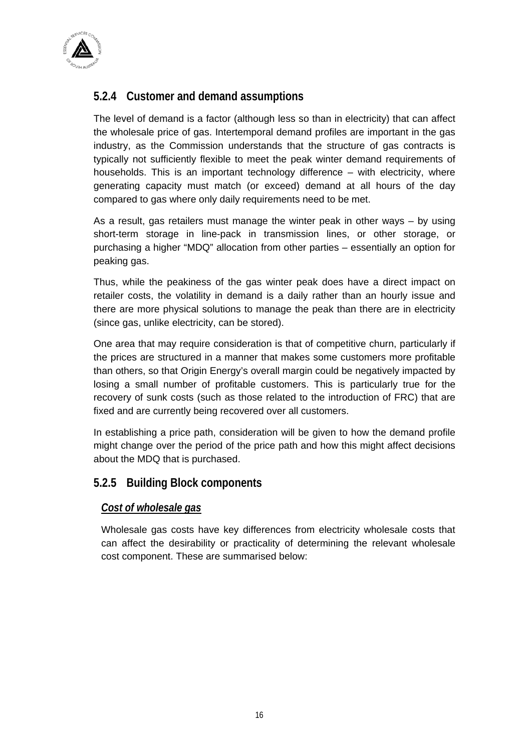### 5.2.4 Customer and demand assumptions

The level of demand is a factor (although less so than in electricity) that can affect the wholesale price of gas. Intertemporal demand profiles are important in the gas industry, as the Commission understands that the structure of gas contracts is typically not sufficiently flexible to meet the peak winter demand requirements of households. This is an important technology difference – with electricity, where generating capacity must match (or exceed) demand at all hours of the day compared to gas where only daily requirements need to be met.

As a result, gas retailers must manage the winter peak in other ways – by using short-term storage in line-pack in transmission lines, or other storage, or purchasing a higher "MDQ" allocation from other parties – essentially an option for peaking gas.

Thus, while the peakiness of the gas winter peak does have a direct impact on retailer costs, the volatility in demand is a daily rather than an hourly issue and there are more physical solutions to manage the peak than there are in electricity (since gas, unlike electricity, can be stored).

One area that may require consideration is that of competitive churn, particularly if the prices are structured in a manner that makes some customers more profitable than others, so that Origin Energy's overall margin could be negatively impacted by losing a small number of profitable customers. This is particularly true for the recovery of sunk costs (such as those related to the introduction of FRC) that are fixed and are currently being recovered over all customers.

In establishing a price path, consideration will be given to how the demand profile might change over the period of the price path and how this might affect decisions about the MDQ that is purchased.

### 5.2.5 Building Block components

***Cost of wholesale gas***

Wholesale gas costs have key differences from electricity wholesale costs that can affect the desirability or practicality of determining the relevant wholesale cost component. These are summarised below: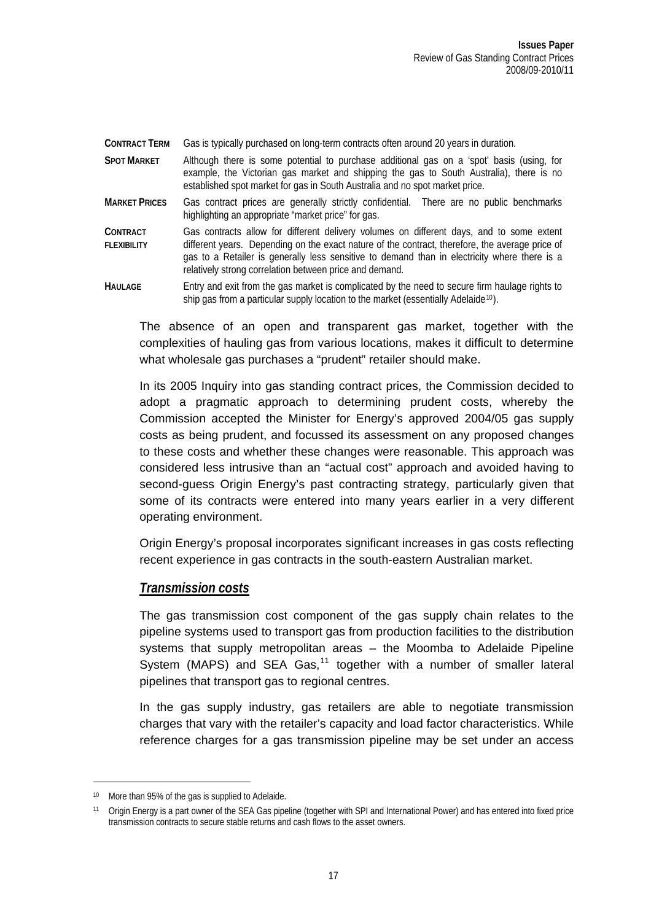| | |
|---|---|
| **CONTRACT TERM** | Gas is typically purchased on long-term contracts often around 20 years in duration. |
| **SPOT MARKET** | Although there is some potential to purchase additional gas on a 'spot' basis (using, for example, the Victorian gas market and shipping the gas to South Australia), there is no established spot market for gas in South Australia and no spot market price. |
| **MARKET PRICES** | Gas contract prices are generally strictly confidential. There are no public benchmarks highlighting an appropriate "market price" for gas. |
| **CONTRACT FLEXIBILITY** | Gas contracts allow for different delivery volumes on different days, and to some extent different years. Depending on the exact nature of the contract, therefore, the average price of gas to a Retailer is generally less sensitive to demand than in electricity where there is a relatively strong correlation between price and demand. |
| **HAULAGE** | Entry and exit from the gas market is complicated by the need to secure firm haulage rights to ship gas from a particular supply location to the market (essentially Adelaide[10]). |

The absence of an open and transparent gas market, together with the complexities of hauling gas from various locations, makes it difficult to determine what wholesale gas purchases a "prudent" retailer should make.

In its 2005 Inquiry into gas standing contract prices, the Commission decided to adopt a pragmatic approach to determining prudent costs, whereby the Commission accepted the Minister for Energy's approved 2004/05 gas supply costs as being prudent, and focussed its assessment on any proposed changes to these costs and whether these changes were reasonable. This approach was considered less intrusive than an "actual cost" approach and avoided having to second-guess Origin Energy's past contracting strategy, particularly given that some of its contracts were entered into many years earlier in a very different operating environment.

Origin Energy's proposal incorporates significant increases in gas costs reflecting recent experience in gas contracts in the south-eastern Australian market.

### ***Transmission costs***

The gas transmission cost component of the gas supply chain relates to the pipeline systems used to transport gas from production facilities to the distribution systems that supply metropolitan areas – the Moomba to Adelaide Pipeline System (MAPS) and SEA Gas,[11] together with a number of smaller lateral pipelines that transport gas to regional centres.

In the gas supply industry, gas retailers are able to negotiate transmission charges that vary with the retailer's capacity and load factor characteristics. While reference charges for a gas transmission pipeline may be set under an access

[10] More than 95% of the gas is supplied to Adelaide.

[11] Origin Energy is a part owner of the SEA Gas pipeline (together with SPI and International Power) and has entered into fixed price transmission contracts to secure stable returns and cash flows to the asset owners.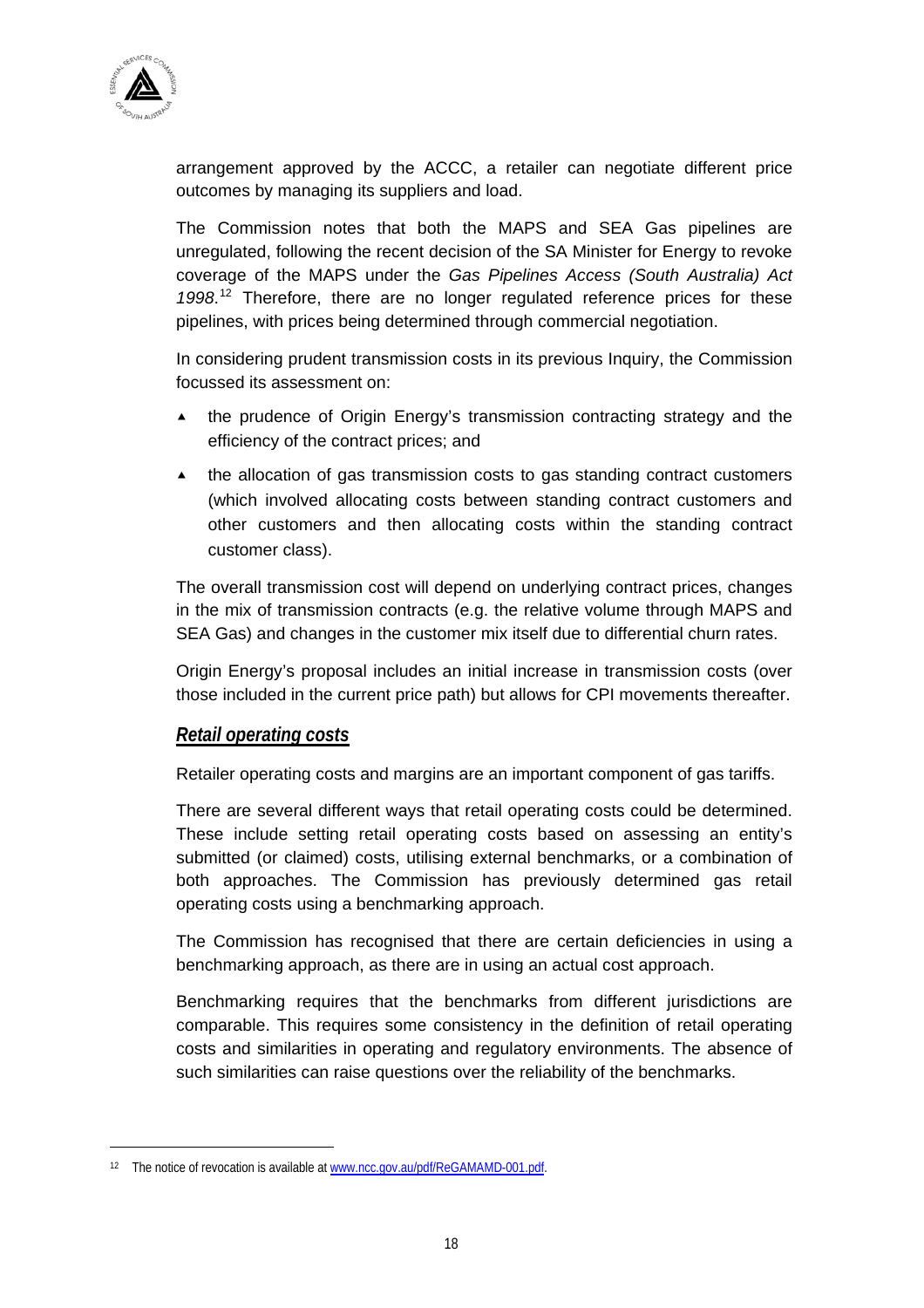arrangement approved by the ACCC, a retailer can negotiate different price outcomes by managing its suppliers and load.

The Commission notes that both the MAPS and SEA Gas pipelines are unregulated, following the recent decision of the SA Minister for Energy to revoke coverage of the MAPS under the *Gas Pipelines Access (South Australia) Act 1998*.[12] Therefore, there are no longer regulated reference prices for these pipelines, with prices being determined through commercial negotiation.

In considering prudent transmission costs in its previous Inquiry, the Commission focussed its assessment on:

- the prudence of Origin Energy's transmission contracting strategy and the efficiency of the contract prices; and
- the allocation of gas transmission costs to gas standing contract customers (which involved allocating costs between standing contract customers and other customers and then allocating costs within the standing contract customer class).

The overall transmission cost will depend on underlying contract prices, changes in the mix of transmission contracts (e.g. the relative volume through MAPS and SEA Gas) and changes in the customer mix itself due to differential churn rates.

Origin Energy's proposal includes an initial increase in transmission costs (over those included in the current price path) but allows for CPI movements thereafter.

#### ***Retail operating costs***

Retailer operating costs and margins are an important component of gas tariffs.

There are several different ways that retail operating costs could be determined. These include setting retail operating costs based on assessing an entity's submitted (or claimed) costs, utilising external benchmarks, or a combination of both approaches. The Commission has previously determined gas retail operating costs using a benchmarking approach.

The Commission has recognised that there are certain deficiencies in using a benchmarking approach, as there are in using an actual cost approach.

Benchmarking requires that the benchmarks from different jurisdictions are comparable. This requires some consistency in the definition of retail operating costs and similarities in operating and regulatory environments. The absence of such similarities can raise questions over the reliability of the benchmarks.

---

[12] The notice of revocation is available at www.ncc.gov.au/pdf/ReGAMAMD-001.pdf.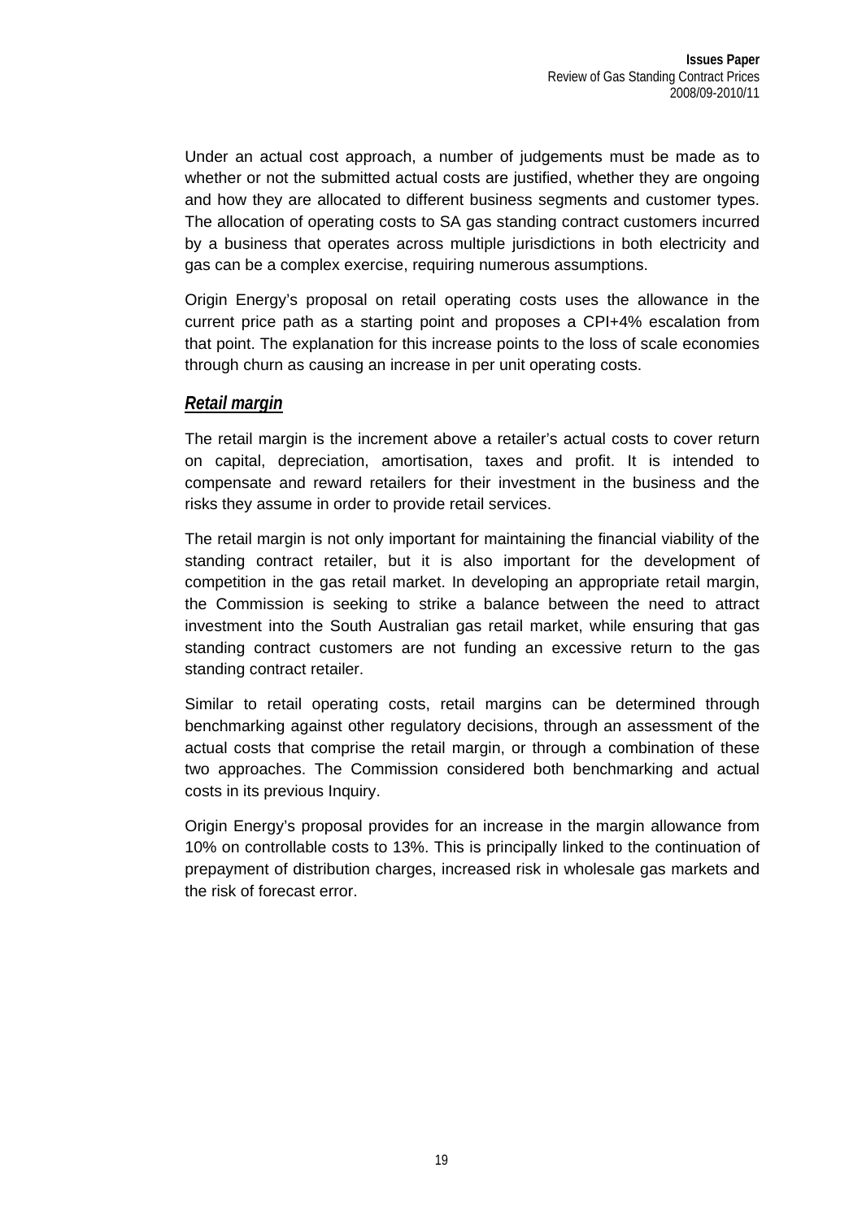Under an actual cost approach, a number of judgements must be made as to whether or not the submitted actual costs are justified, whether they are ongoing and how they are allocated to different business segments and customer types. The allocation of operating costs to SA gas standing contract customers incurred by a business that operates across multiple jurisdictions in both electricity and gas can be a complex exercise, requiring numerous assumptions.

Origin Energy's proposal on retail operating costs uses the allowance in the current price path as a starting point and proposes a CPI+4% escalation from that point. The explanation for this increase points to the loss of scale economies through churn as causing an increase in per unit operating costs.

### ***Retail margin***

The retail margin is the increment above a retailer's actual costs to cover return on capital, depreciation, amortisation, taxes and profit. It is intended to compensate and reward retailers for their investment in the business and the risks they assume in order to provide retail services.

The retail margin is not only important for maintaining the financial viability of the standing contract retailer, but it is also important for the development of competition in the gas retail market. In developing an appropriate retail margin, the Commission is seeking to strike a balance between the need to attract investment into the South Australian gas retail market, while ensuring that gas standing contract customers are not funding an excessive return to the gas standing contract retailer.

Similar to retail operating costs, retail margins can be determined through benchmarking against other regulatory decisions, through an assessment of the actual costs that comprise the retail margin, or through a combination of these two approaches. The Commission considered both benchmarking and actual costs in its previous Inquiry.

Origin Energy's proposal provides for an increase in the margin allowance from 10% on controllable costs to 13%. This is principally linked to the continuation of prepayment of distribution charges, increased risk in wholesale gas markets and the risk of forecast error.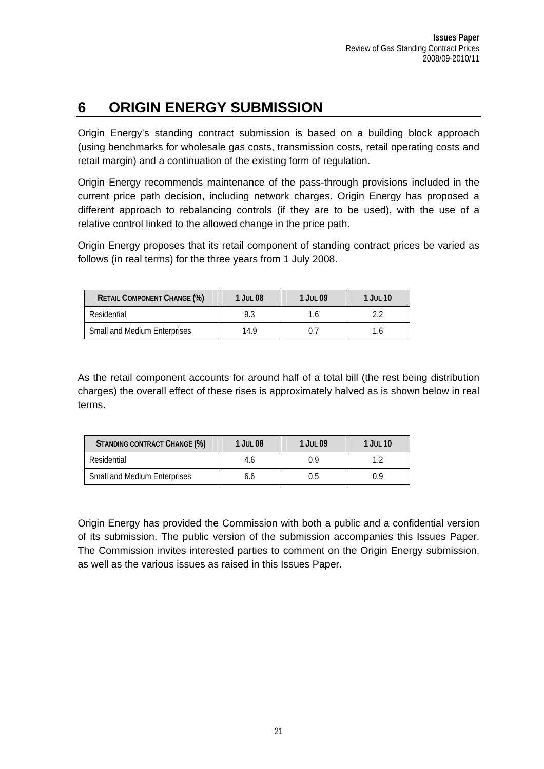# 6 ORIGIN ENERGY SUBMISSION

Origin Energy's standing contract submission is based on a building block approach (using benchmarks for wholesale gas costs, transmission costs, retail operating costs and retail margin) and a continuation of the existing form of regulation.

Origin Energy recommends maintenance of the pass-through provisions included in the current price path decision, including network charges. Origin Energy has proposed a different approach to rebalancing controls (if they are to be used), with the use of a relative control linked to the allowed change in the price path.

Origin Energy proposes that its retail component of standing contract prices be varied as follows (in real terms) for the three years from 1 July 2008.

| RETAIL COMPONENT CHANGE (%) | 1 JUL 08 | 1 JUL 09 | 1 JUL 10 |
|---|---|---|---|
| Residential | 9.3 | 1.6 | 2.2 |
| Small and Medium Enterprises | 14.9 | 0.7 | 1.6 |

As the retail component accounts for around half of a total bill (the rest being distribution charges) the overall effect of these rises is approximately halved as is shown below in real terms.

| STANDING CONTRACT CHANGE (%) | 1 JUL 08 | 1 JUL 09 | 1 JUL 10 |
|---|---|---|---|
| Residential | 4.6 | 0.9 | 1.2 |
| Small and Medium Enterprises | 6.6 | 0.5 | 0.9 |

Origin Energy has provided the Commission with both a public and a confidential version of its submission. The public version of the submission accompanies this Issues Paper. The Commission invites interested parties to comment on the Origin Energy submission, as well as the various issues as raised in this Issues Paper.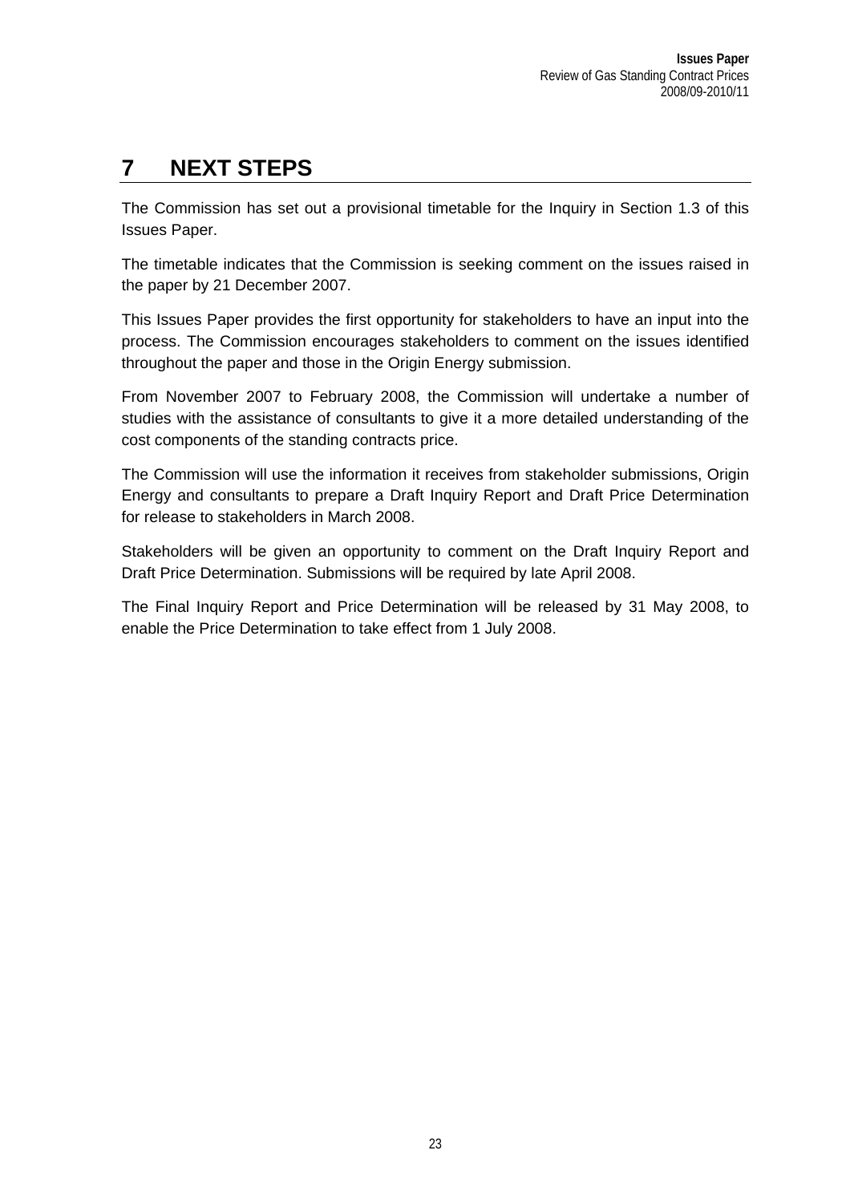# 7 NEXT STEPS

The Commission has set out a provisional timetable for the Inquiry in Section 1.3 of this Issues Paper.

The timetable indicates that the Commission is seeking comment on the issues raised in the paper by 21 December 2007.

This Issues Paper provides the first opportunity for stakeholders to have an input into the process. The Commission encourages stakeholders to comment on the issues identified throughout the paper and those in the Origin Energy submission.

From November 2007 to February 2008, the Commission will undertake a number of studies with the assistance of consultants to give it a more detailed understanding of the cost components of the standing contracts price.

The Commission will use the information it receives from stakeholder submissions, Origin Energy and consultants to prepare a Draft Inquiry Report and Draft Price Determination for release to stakeholders in March 2008.

Stakeholders will be given an opportunity to comment on the Draft Inquiry Report and Draft Price Determination. Submissions will be required by late April 2008.

The Final Inquiry Report and Price Determination will be released by 31 May 2008, to enable the Price Determination to take effect from 1 July 2008.